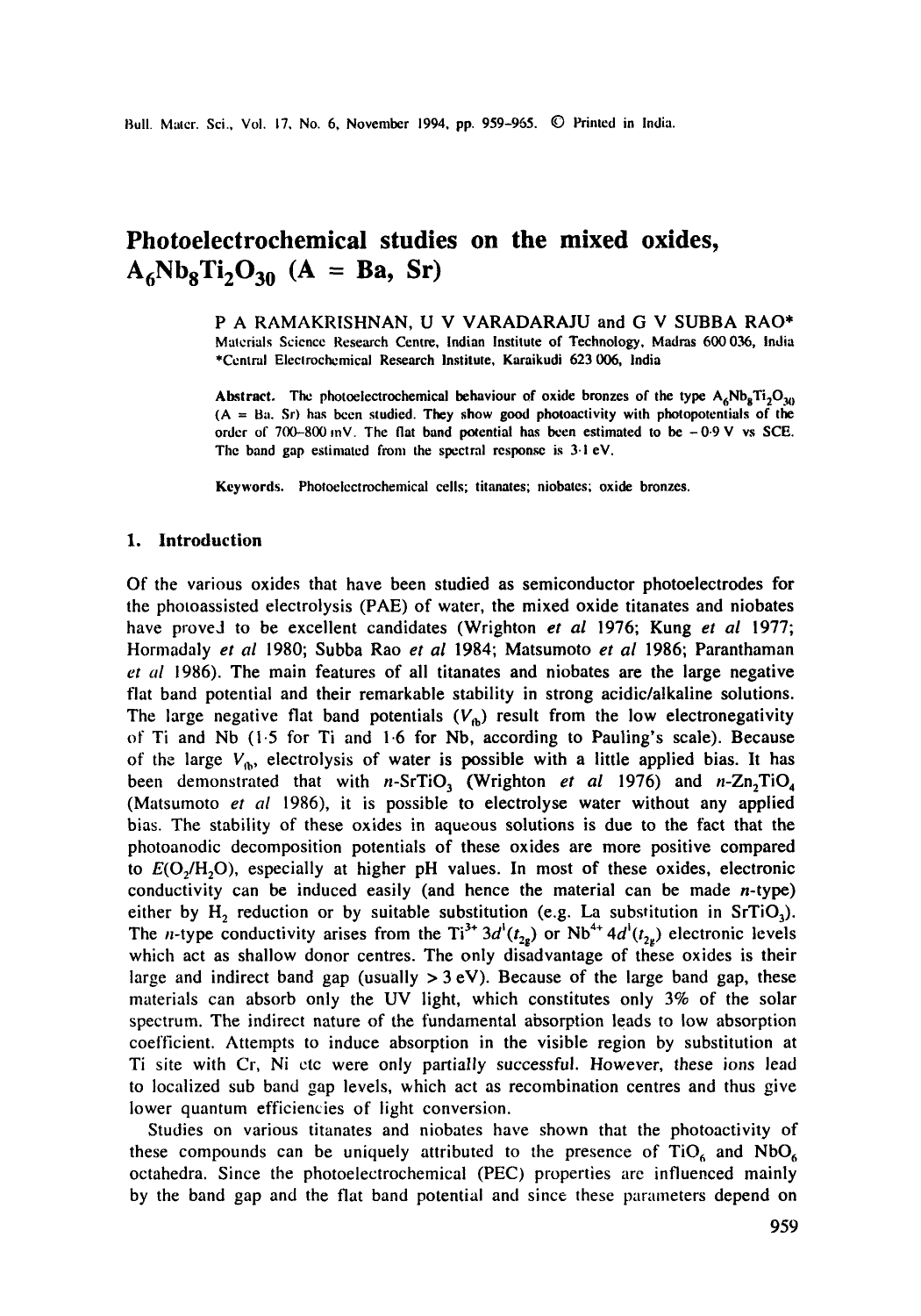# Photoelectrochemical studies on the mixed oxides, $A_6Nb_8Ti_2O_{30}$ (A = Ba, Sr)

P A RAMAKRISHNAN, U V VARADARAJU and G V SUBBA RAO*

Materials Science Research Centre, Indian Institute of Technology, Madras 600 036, India

*Central Electrochemical Research Institute, Karaikudi 623 006, India

**Abstract.** The photoelectrochemical behaviour of oxide bronzes of the type $A_6Nb_8Ti_2O_{30}$ (A = Ba, Sr) has been studied. They show good photoactivity with photopotentials of the order of 700–800 mV. The flat band potential has been estimated to be −0·9 V vs SCE. The band gap estimated from the spectral response is 3·1 eV.

**Keywords.** Photoelectrochemical cells; titanates; niobates; oxide bronzes.

## 1. Introduction

Of the various oxides that have been studied as semiconductor photoelectrodes for the photoassisted electrolysis (PAE) of water, the mixed oxide titanates and niobates have proved to be excellent candidates (Wrighton *et al* 1976; Kung *et al* 1977; Hormadaly *et al* 1980; Subba Rao *et al* 1984; Matsumoto *et al* 1986; Paranthaman *et al* 1986). The main features of all titanates and niobates are the large negative flat band potential and their remarkable stability in strong acidic/alkaline solutions. The large negative flat band potentials ($V_{fb}$) result from the low electronegativity of Ti and Nb (1·5 for Ti and 1·6 for Nb, according to Pauling's scale). Because of the large $V_{fb}$, electrolysis of water is possible with a little applied bias. It has been demonstrated that with $n$-$SrTiO_3$ (Wrighton *et al* 1976) and $n$-$Zn_2TiO_4$ (Matsumoto *et al* 1986), it is possible to electrolyse water without any applied bias. The stability of these oxides in aqueous solutions is due to the fact that the photoanodic decomposition potentials of these oxides are more positive compared to $E(O_2/H_2O)$, especially at higher pH values. In most of these oxides, electronic conductivity can be induced easily (and hence the material can be made $n$-type) either by $H_2$ reduction or by suitable substitution (e.g. La substitution in $SrTiO_3$). The $n$-type conductivity arises from the $Ti^{3+}$ $3d^1(t_{2g})$ or $Nb^{4+}$ $4d^1(t_{2g})$ electronic levels which act as shallow donor centres. The only disadvantage of these oxides is their large and indirect band gap (usually > 3 eV). Because of the large band gap, these materials can absorb only the UV light, which constitutes only 3% of the solar spectrum. The indirect nature of the fundamental absorption leads to low absorption coefficient. Attempts to induce absorption in the visible region by substitution at Ti site with Cr, Ni etc were only partially successful. However, these ions lead to localized sub band gap levels, which act as recombination centres and thus give lower quantum efficiencies of light conversion.

Studies on various titanates and niobates have shown that the photoactivity of these compounds can be uniquely attributed to the presence of $TiO_6$ and $NbO_6$ octahedra. Since the photoelectrochemical (PEC) properties are influenced mainly by the band gap and the flat band potential and since these parameters depend on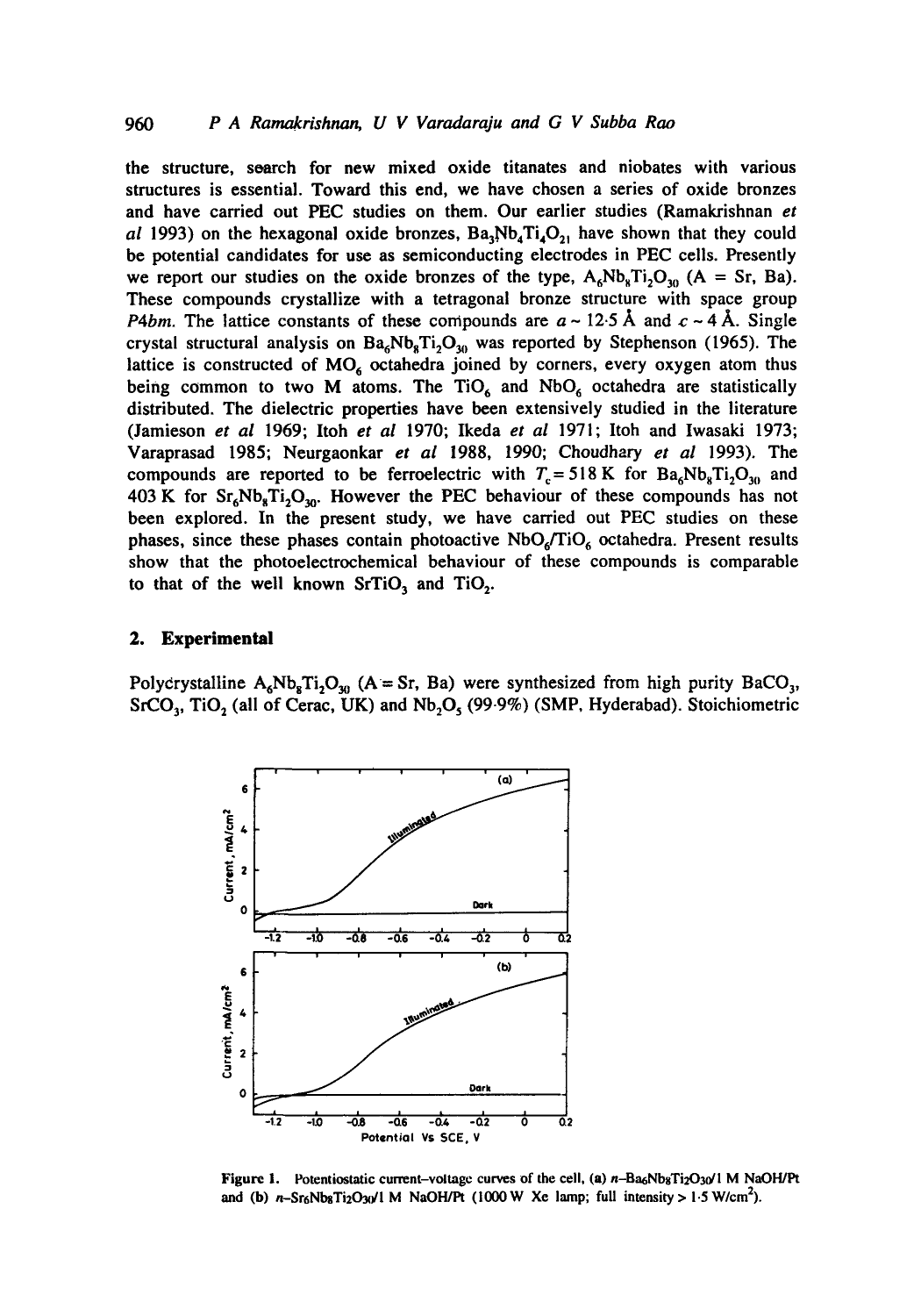the structure, search for new mixed oxide titanates and niobates with various structures is essential. Toward this end, we have chosen a series of oxide bronzes and have carried out PEC studies on them. Our earlier studies (Ramakrishnan *et al* 1993) on the hexagonal oxide bronzes, $Ba_3Nb_4Ti_4O_{21}$ have shown that they could be potential candidates for use as semiconducting electrodes in PEC cells. Presently we report our studies on the oxide bronzes of the type, $A_6Nb_8Ti_2O_{30}$ (A = Sr, Ba). These compounds crystallize with a tetragonal bronze structure with space group *P4bm*. The lattice constants of these compounds are $a \sim 12.5$ Å and $c \sim 4$ Å. Single crystal structural analysis on $Ba_6Nb_8Ti_2O_{30}$ was reported by Stephenson (1965). The lattice is constructed of $MO_6$ octahedra joined by corners, every oxygen atom thus being common to two M atoms. The $TiO_6$ and $NbO_6$ octahedra are statistically distributed. The dielectric properties have been extensively studied in the literature (Jamieson *et al* 1969; Itoh *et al* 1970; Ikeda *et al* 1971; Itoh and Iwasaki 1973; Varaprasad 1985; Neurgaonkar *et al* 1988, 1990; Choudhary *et al* 1993). The compounds are reported to be ferroelectric with $T_c = 518$ K for $Ba_6Nb_8Ti_2O_{30}$ and 403 K for $Sr_6Nb_8Ti_2O_{30}$. However the PEC behaviour of these compounds has not been explored. In the present study, we have carried out PEC studies on these phases, since these phases contain photoactive $NbO_6/TiO_6$ octahedra. Present results show that the photoelectrochemical behaviour of these compounds is comparable to that of the well known $SrTiO_3$ and $TiO_2$.

## 2. Experimental

Polycrystalline $A_6Nb_8Ti_2O_{30}$ (A = Sr, Ba) were synthesized from high purity $BaCO_3$, $SrCO_3$, $TiO_2$ (all of Cerac, UK) and $Nb_2O_5$ (99.9%) (SMP, Hyderabad). Stoichiometric

Figure 1. Potentiostatic current–voltage curves of the cell, (a) $n$–$Ba_6Nb_8Ti_2O_{30}$/1 M NaOH/Pt and (b) $n$–$Sr_6Nb_8Ti_2O_{30}$/1 M NaOH/Pt (1000 W Xe lamp; full intensity > 1.5 W/cm$^2$).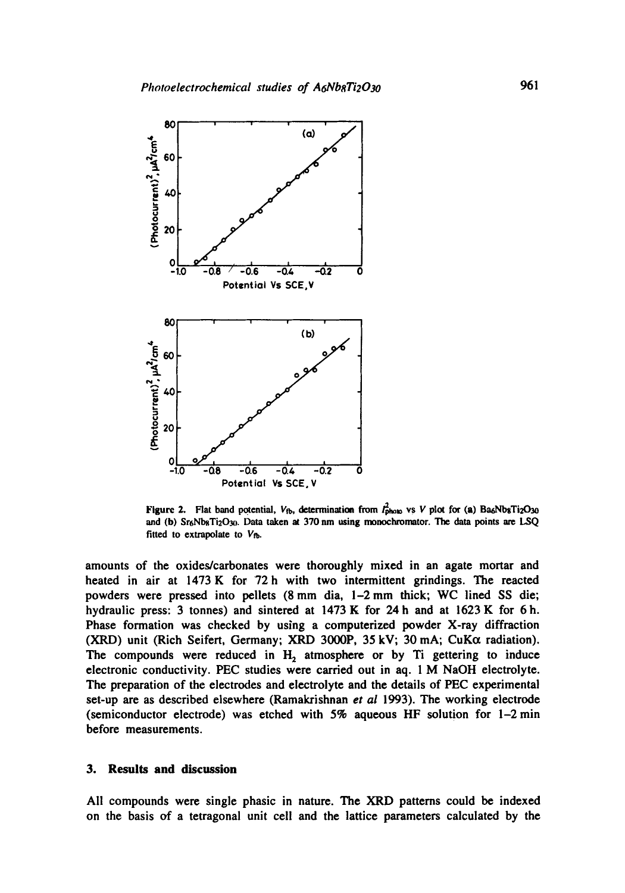Figure 2. Flat band potential, $V_{fb}$, determination from $I^2_{photo}$ vs $V$ plot for (a) $Ba_6Nb_8Ti_2O_{30}$ and (b) $Sr_6Nb_8Ti_2O_{30}$. Data taken at 370 nm using monochromator. The data points are LSQ fitted to extrapolate to $V_{fb}$.

amounts of the oxides/carbonates were thoroughly mixed in an agate mortar and heated in air at 1473 K for 72 h with two intermittent grindings. The reacted powders were pressed into pellets (8 mm dia, 1–2 mm thick; WC lined SS die; hydraulic press: 3 tonnes) and sintered at 1473 K for 24 h and at 1623 K for 6 h. Phase formation was checked by using a computerized powder X-ray diffraction (XRD) unit (Rich Seifert, Germany; XRD 3000P, 35 kV; 30 mA; CuKα radiation). The compounds were reduced in $H_2$ atmosphere or by Ti gettering to induce electronic conductivity. PEC studies were carried out in aq. 1 M NaOH electrolyte. The preparation of the electrodes and electrolyte and the details of PEC experimental set-up are as described elsewhere (Ramakrishnan *et al* 1993). The working electrode (semiconductor electrode) was etched with 5% aqueous HF solution for 1–2 min before measurements.

## 3. Results and discussion

All compounds were single phasic in nature. The XRD patterns could be indexed on the basis of a tetragonal unit cell and the lattice parameters calculated by the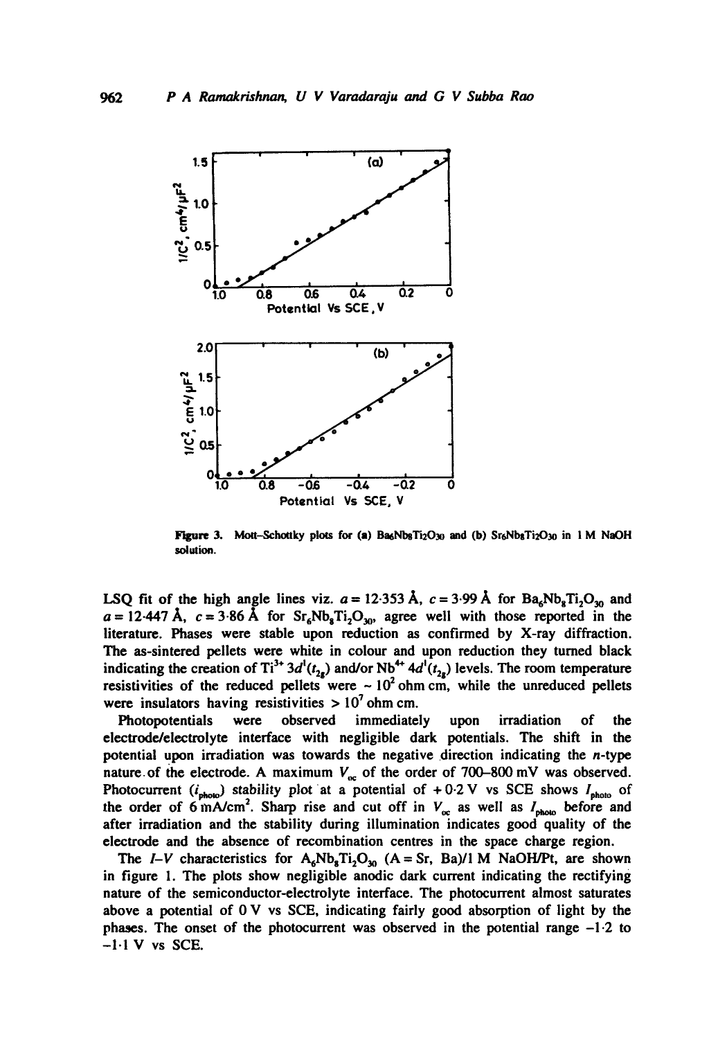Figure 3. Mott–Schottky plots for (a) $Ba_6Nb_8Ti_2O_{30}$ and (b) $Sr_6Nb_8Ti_2O_{30}$ in 1 M NaOH solution.

LSQ fit of the high angle lines viz. $a = 12.353$ Å, $c = 3.99$ Å for $Ba_6Nb_8Ti_2O_{30}$ and $a = 12.447$ Å, $c = 3.86$ Å for $Sr_6Nb_8Ti_2O_{30}$, agree well with those reported in the literature. Phases were stable upon reduction as confirmed by X-ray diffraction. The as-sintered pellets were white in colour and upon reduction they turned black indicating the creation of $Ti^{3+}$ $3d^1(t_{2g})$ and/or $Nb^{4+}$ $4d^1(t_{2g})$ levels. The room temperature resistivities of the reduced pellets were ~ $10^2$ ohm cm, while the unreduced pellets were insulators having resistivities > $10^7$ ohm cm.

Photopotentials were observed immediately upon irradiation of the electrode/electrolyte interface with negligible dark potentials. The shift in the potential upon irradiation was towards the negative direction indicating the *n*-type nature of the electrode. A maximum $V_{oc}$ of the order of 700–800 mV was observed. Photocurrent ($i_{photo}$) stability plot at a potential of + 0·2 V vs SCE shows $I_{photo}$ of the order of 6 mA/cm$^2$. Sharp rise and cut off in $V_{oc}$ as well as $I_{photo}$ before and after irradiation and the stability during illumination indicates good quality of the electrode and the absence of recombination centres in the space charge region.

The *I–V* characteristics for $A_6Nb_8Ti_2O_{30}$ (A = Sr, Ba)/1 M NaOH/Pt, are shown in figure 1. The plots show negligible anodic dark current indicating the rectifying nature of the semiconductor-electrolyte interface. The photocurrent almost saturates above a potential of 0 V vs SCE, indicating fairly good absorption of light by the phases. The onset of the photocurrent was observed in the potential range −1·2 to −1·1 V vs SCE.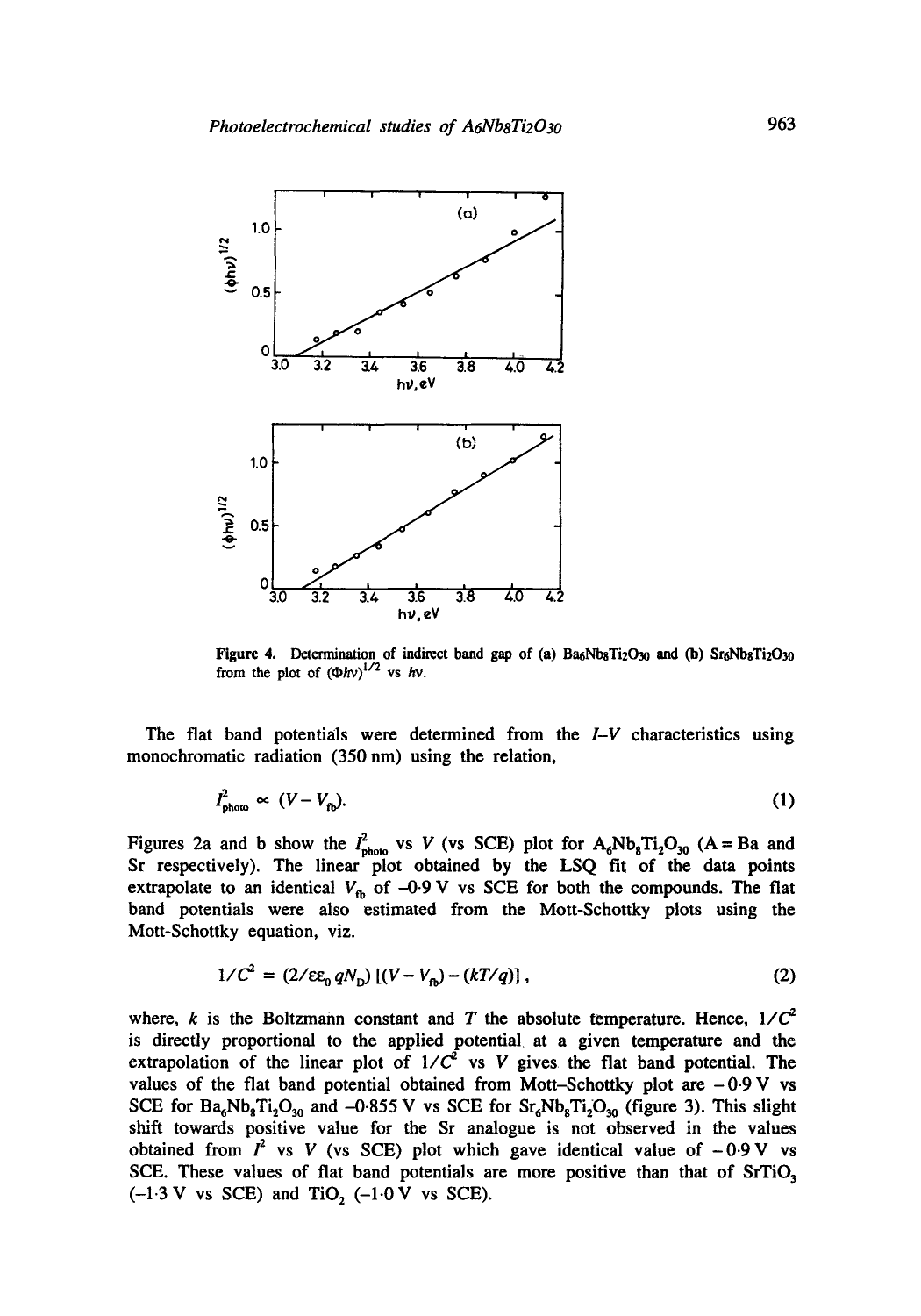Figure 4. Determination of indirect band gap of (a) $Ba_6Nb_8Ti_2O_{30}$ and (b) $Sr_6Nb_8Ti_2O_{30}$ from the plot of $(\Phi h\nu)^{1/2}$ vs $h\nu$.

The flat band potentials were determined from the $I$–$V$ characteristics using monochromatic radiation (350 nm) using the relation,

$$I^2_{\text{photo}} \propto (V - V_{\text{fb}}). \tag{1}$$

Figures 2a and b show the $I^2_{\text{photo}}$ vs $V$ (vs SCE) plot for $A_6Nb_8Ti_2O_{30}$ (A = Ba and Sr respectively). The linear plot obtained by the LSQ fit of the data points extrapolate to an identical $V_{\text{fb}}$ of $-0.9$ V vs SCE for both the compounds. The flat band potentials were also estimated from the Mott-Schottky plots using the Mott-Schottky equation, viz.

$$1/C^2 = (2/\varepsilon\varepsilon_0 q N_D)\,[(V - V_{\text{fb}}) - (kT/q)], \tag{2}$$

where, $k$ is the Boltzmann constant and $T$ the absolute temperature. Hence, $1/C^2$ is directly proportional to the applied potential at a given temperature and the extrapolation of the linear plot of $1/C^2$ vs $V$ gives the flat band potential. The values of the flat band potential obtained from Mott–Schottky plot are $-0.9$ V vs SCE for $Ba_6Nb_8Ti_2O_{30}$ and $-0.855$ V vs SCE for $Sr_6Nb_8Ti_2O_{30}$ (figure 3). This slight shift towards positive value for the Sr analogue is not observed in the values obtained from $I^2$ vs $V$ (vs SCE) plot which gave identical value of $-0.9$ V vs SCE. These values of flat band potentials are more positive than that of $SrTiO_3$ ($-1.3$ V vs SCE) and $TiO_2$ ($-1.0$ V vs SCE).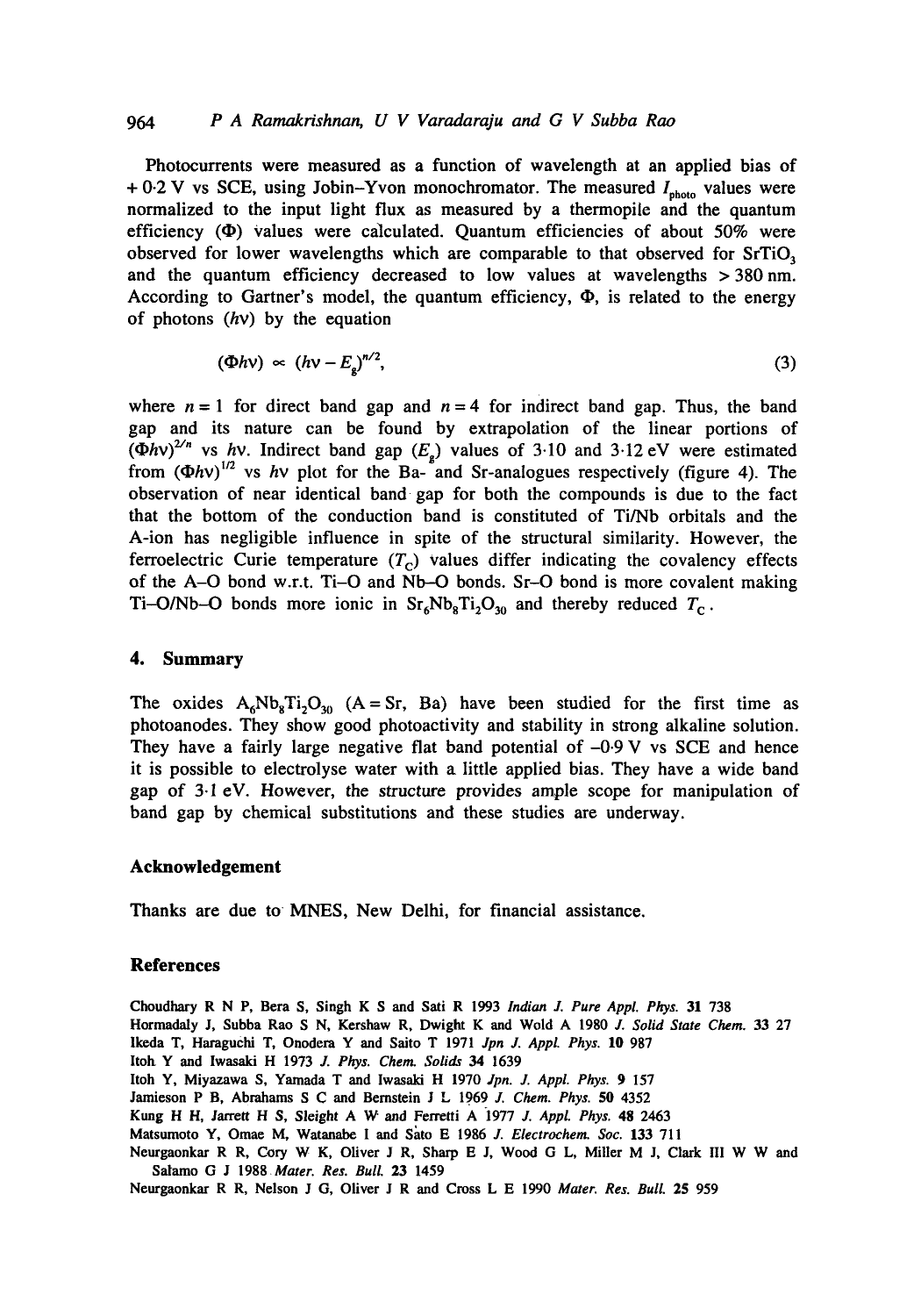Photocurrents were measured as a function of wavelength at an applied bias of + 0·2 V vs SCE, using Jobin–Yvon monochromator. The measured $I_{photo}$ values were normalized to the input light flux as measured by a thermopile and the quantum efficiency ($\Phi$) values were calculated. Quantum efficiencies of about 50% were observed for lower wavelengths which are comparable to that observed for $SrTiO_3$ and the quantum efficiency decreased to low values at wavelengths > 380 nm. According to Gartner's model, the quantum efficiency, $\Phi$, is related to the energy of photons ($h\nu$) by the equation

$$(\Phi h\nu) \propto (h\nu - E_g)^{n/2}, \tag{3}$$

where $n = 1$ for direct band gap and $n = 4$ for indirect band gap. Thus, the band gap and its nature can be found by extrapolation of the linear portions of $(\Phi h\nu)^{2/n}$ vs $h\nu$. Indirect band gap ($E_g$) values of 3·10 and 3·12 eV were estimated from $(\Phi h\nu)^{1/2}$ vs $h\nu$ plot for the Ba- and Sr-analogues respectively (figure 4). The observation of near identical band gap for both the compounds is due to the fact that the bottom of the conduction band is constituted of Ti/Nb orbitals and the A-ion has negligible influence in spite of the structural similarity. However, the ferroelectric Curie temperature ($T_C$) values differ indicating the covalency effects of the A–O bond w.r.t. Ti–O and Nb–O bonds. Sr–O bond is more covalent making Ti–O/Nb–O bonds more ionic in $Sr_6Nb_8Ti_2O_{30}$ and thereby reduced $T_C$.

## 4. Summary

The oxides $A_6Nb_8Ti_2O_{30}$ (A = Sr, Ba) have been studied for the first time as photoanodes. They show good photoactivity and stability in strong alkaline solution. They have a fairly large negative flat band potential of –0·9 V vs SCE and hence it is possible to electrolyse water with a little applied bias. They have a wide band gap of 3·1 eV. However, the structure provides ample scope for manipulation of band gap by chemical substitutions and these studies are underway.

## Acknowledgement

Thanks are due to MNES, New Delhi, for financial assistance.

## References

Choudhary R N P, Bera S, Singh K S and Sati R 1993 *Indian J. Pure Appl. Phys.* **31** 738

Hormadaly J, Subba Rao S N, Kershaw R, Dwight K and Wold A 1980 *J. Solid State Chem.* **33** 27

Ikeda T, Haraguchi T, Onodera Y and Saito T 1971 *Jpn J. Appl. Phys.* **10** 987

Itoh Y and Iwasaki H 1973 *J. Phys. Chem. Solids* **34** 1639

Itoh Y, Miyazawa S, Yamada T and Iwasaki H 1970 *Jpn. J. Appl. Phys.* **9** 157

Jamieson P B, Abrahams S C and Bernstein J L 1969 *J. Chem. Phys.* **50** 4352

Kung H H, Jarrett H S, Sleight A W and Ferretti A 1977 *J. Appl. Phys.* **48** 2463

Matsumoto Y, Omae M, Watanabe I and Sato E 1986 *J. Electrochem. Soc.* **133** 711

Neurgaonkar R R, Cory W K, Oliver J R, Sharp E J, Wood G L, Miller M J, Clark III W W and Salamo G J 1988 *Mater. Res. Bull.* **23** 1459

Neurgaonkar R R, Nelson J G, Oliver J R and Cross L E 1990 *Mater. Res. Bull.* **25** 959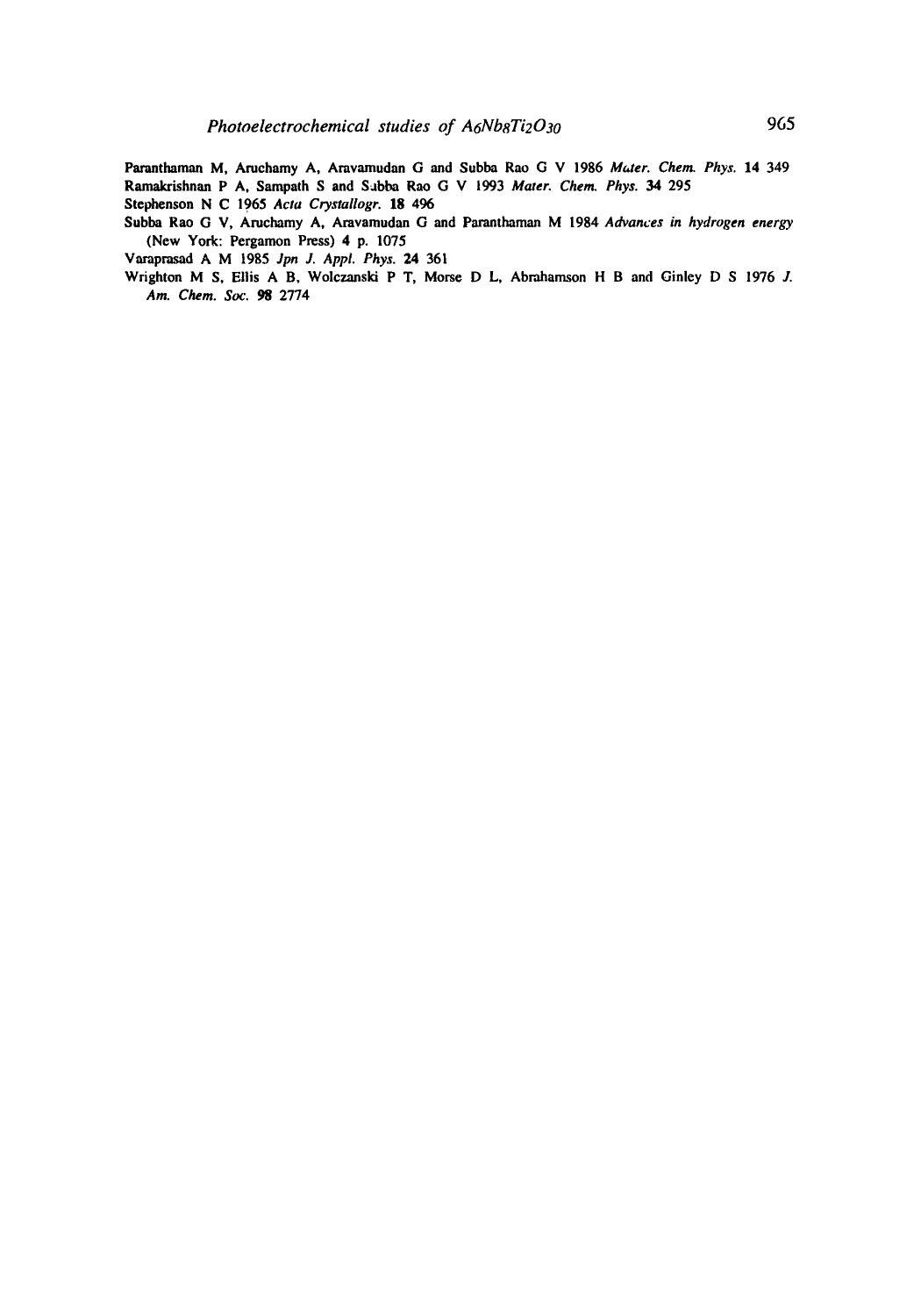Paranthaman M, Aruchamy A, Aravamudan G and Subba Rao G V 1986 *Mater. Chem. Phys.* **14** 349

Ramakrishnan P A, Sampath S and Subba Rao G V 1993 *Mater. Chem. Phys.* **34** 295

Stephenson N C 1965 *Acta Crystallogr.* **18** 496

Subba Rao G V, Aruchamy A, Aravamudan G and Paranthaman M 1984 *Advances in hydrogen energy* (New York: Pergamon Press) **4** p. 1075

Varaprasad A M 1985 *Jpn J. Appl. Phys.* **24** 361

Wrighton M S, Ellis A B, Wolczanski P T, Morse D L, Abrahamson H B and Ginley D S 1976 *J. Am. Chem. Soc.* **98** 2774